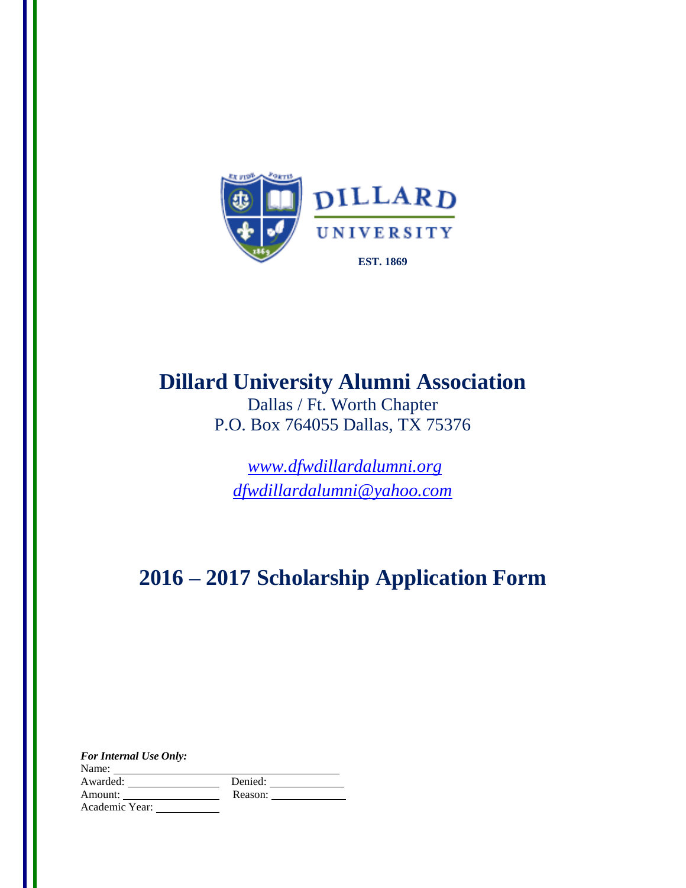DILLARD
UNIVERSITY

EST. 1869

# Dillard University Alumni Association

Dallas / Ft. Worth Chapter
P.O. Box 764055 Dallas, TX 75376

*www.dfwdillardalumni.org*
*dfwdillardalumni@yahoo.com*

# 2016 – 2017 Scholarship Application Form

***For Internal Use Only:***

Name: ______________________________

Awarded: ______________ Denied: ____________

Amount: ______________ Reason: ____________

Academic Year: __________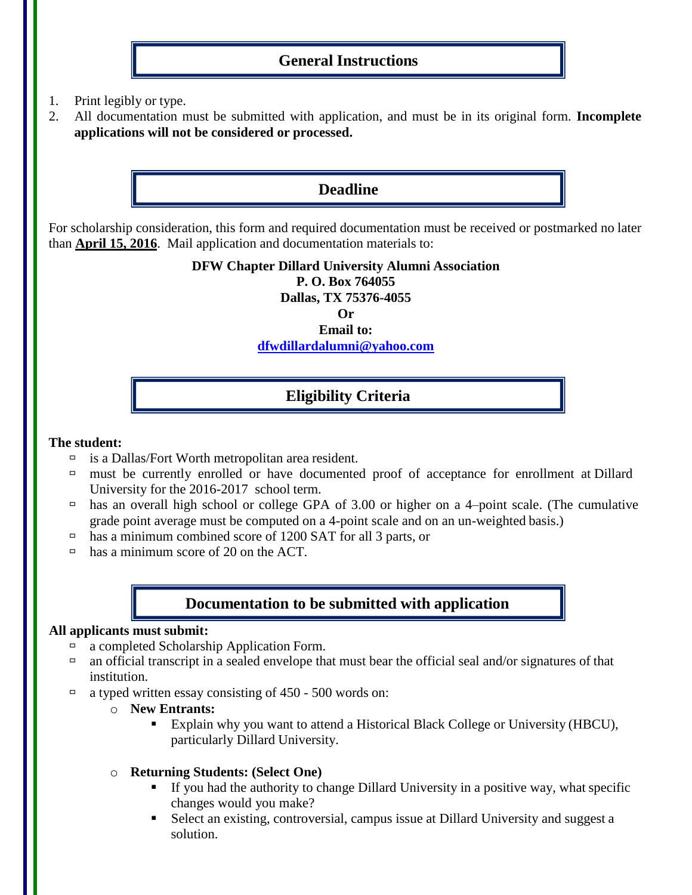## General Instructions

1. Print legibly or type.
2. All documentation must be submitted with application, and must be in its original form. **Incomplete applications will not be considered or processed.**

## Deadline

For scholarship consideration, this form and required documentation must be received or postmarked no later than **April 15, 2016**. Mail application and documentation materials to:

**DFW Chapter Dillard University Alumni Association**
**P. O. Box 764055**
**Dallas, TX 75376-4055**
**Or**
**Email to:**
**dfwdillardalumni@yahoo.com**

## Eligibility Criteria

**The student:**

- is a Dallas/Fort Worth metropolitan area resident.
- must be currently enrolled or have documented proof of acceptance for enrollment at Dillard University for the 2016-2017 school term.
- has an overall high school or college GPA of 3.00 or higher on a 4–point scale. (The cumulative grade point average must be computed on a 4-point scale and on an un-weighted basis.)
- has a minimum combined score of 1200 SAT for all 3 parts, or
- has a minimum score of 20 on the ACT.

## Documentation to be submitted with application

**All applicants must submit:**

- a completed Scholarship Application Form.
- an official transcript in a sealed envelope that must bear the official seal and/or signatures of that institution.
- a typed written essay consisting of 450 - 500 words on:
  - **New Entrants:**
    - Explain why you want to attend a Historical Black College or University (HBCU), particularly Dillard University.
  - **Returning Students: (Select One)**
    - If you had the authority to change Dillard University in a positive way, what specific changes would you make?
    - Select an existing, controversial, campus issue at Dillard University and suggest a solution.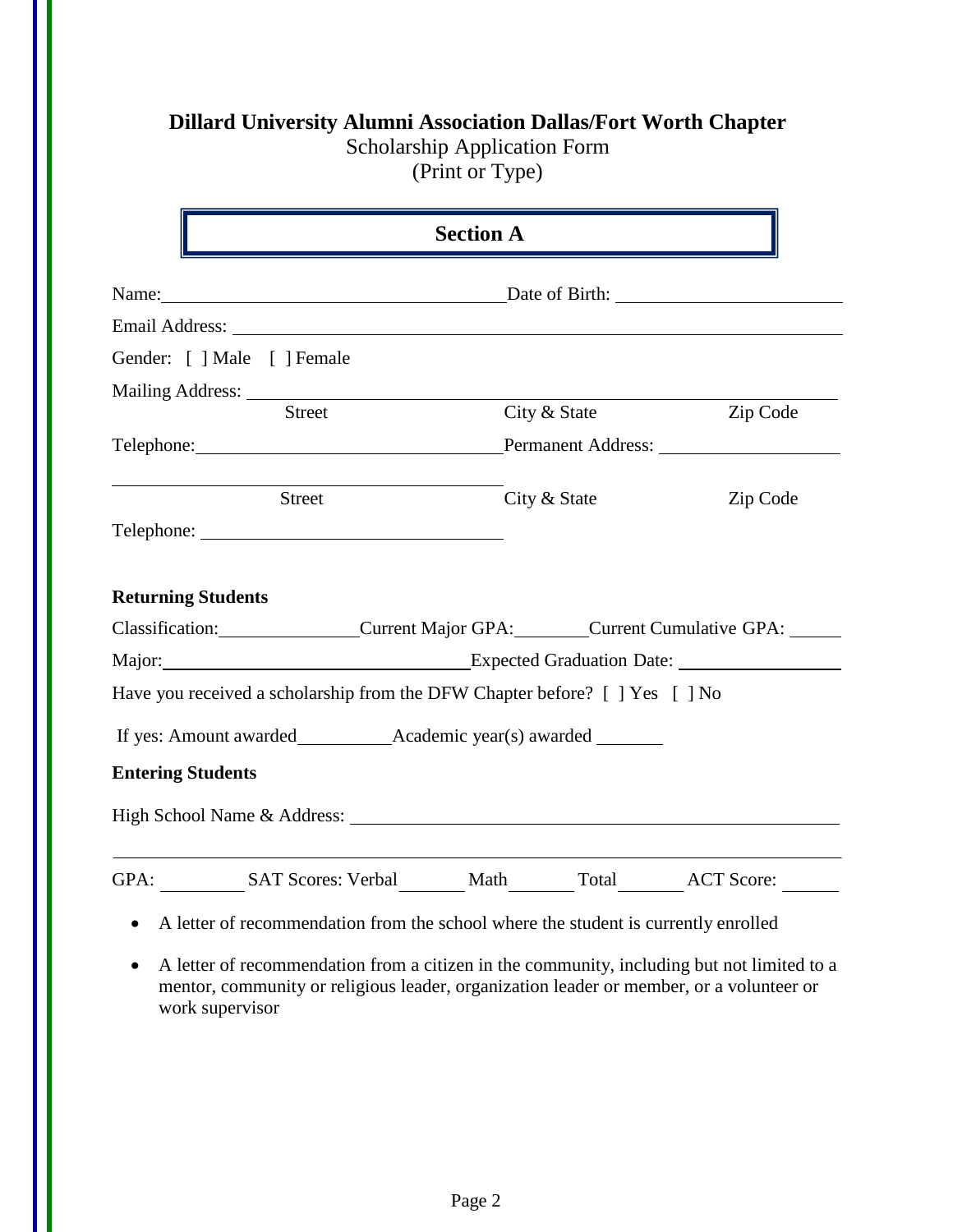**Dillard University Alumni Association Dallas/Fort Worth Chapter**
Scholarship Application Form
(Print or Type)

## Section A

Name:______________________________ Date of Birth: ____________________

Email Address: ______________________________________________________

Gender: [ ] Male [ ] Female

Mailing Address: ______________________________________________________

Street City & State Zip Code

Telephone:______________________________ Permanent Address: ________________

______________________________________________________

Street City & State Zip Code

Telephone: ______________________________

**Returning Students**

Classification:______________ Current Major GPA:________ Current Cumulative GPA: ______

Major:______________________________ Expected Graduation Date: ________________

Have you received a scholarship from the DFW Chapter before? [ ] Yes [ ] No

If yes: Amount awarded__________ Academic year(s) awarded _______

**Entering Students**

High School Name & Address: ______________________________________________

______________________________________________________

GPA: ________ SAT Scores: Verbal_______ Math_______ Total_______ ACT Score: ______

- A letter of recommendation from the school where the student is currently enrolled
- A letter of recommendation from a citizen in the community, including but not limited to a mentor, community or religious leader, organization leader or member, or a volunteer or work supervisor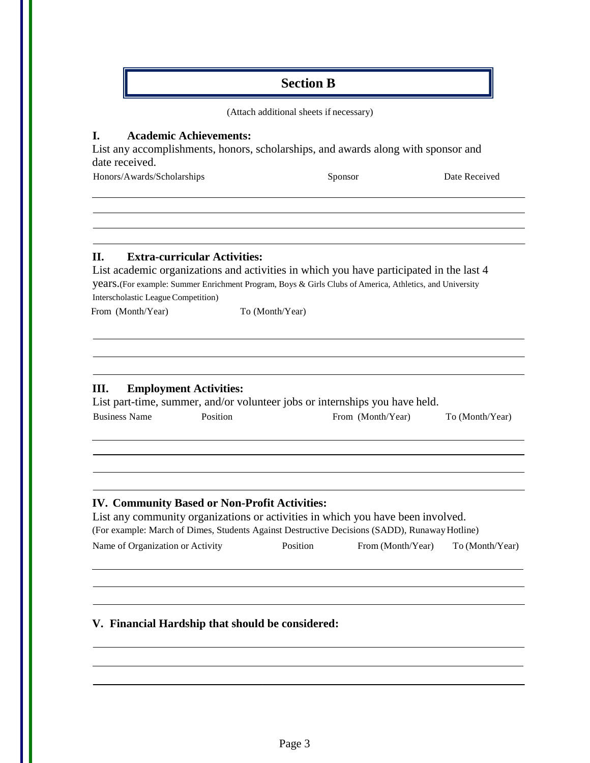## Section B

(Attach additional sheets if necessary)

### I. Academic Achievements:

List any accomplishments, honors, scholarships, and awards along with sponsor and date received.

| Honors/Awards/Scholarships | Sponsor | Date Received |
| --- | --- | --- |
| | | |
| | | |
| | | |
| | | |

### II. Extra-curricular Activities:

List academic organizations and activities in which you have participated in the last 4 years.(For example: Summer Enrichment Program, Boys & Girls Clubs of America, Athletics, and University Interscholastic League Competition)

| From (Month/Year) | To (Month/Year) |
| --- | --- |
| | |
| | |
| | |

### III. Employment Activities:

List part-time, summer, and/or volunteer jobs or internships you have held.

| Business Name | Position | From (Month/Year) | To (Month/Year) |
| --- | --- | --- | --- |
| | | | |
| | | | |
| | | | |
| | | | |

### IV. Community Based or Non-Profit Activities:

List any community organizations or activities in which you have been involved.
(For example: March of Dimes, Students Against Destructive Decisions (SADD), Runaway Hotline)

| Name of Organization or Activity | Position | From (Month/Year) | To (Month/Year) |
| --- | --- | --- | --- |
| | | | |
| | | | |
| | | | |

### V. Financial Hardship that should be considered:

______________________________________________________________________

______________________________________________________________________

______________________________________________________________________